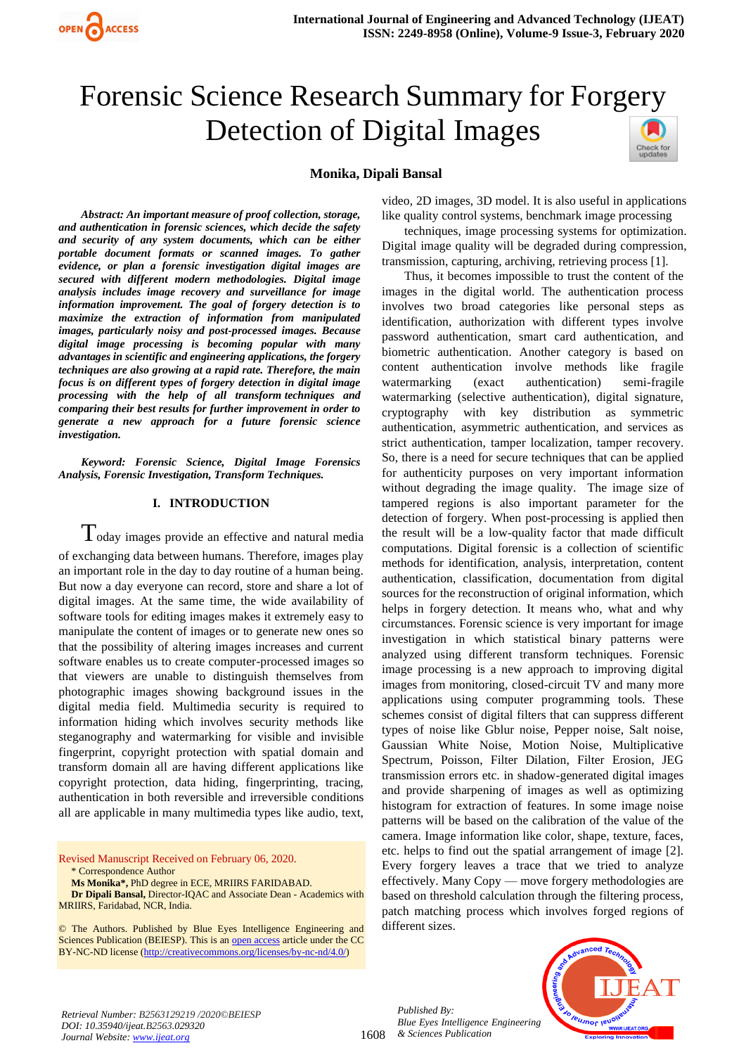# Forensic Science Research Summary for Forgery Detection of Digital Images

**Monika, Dipali Bansal**

***Abstract:** An important measure of proof collection, storage, and authentication in forensic sciences, which decide the safety and security of any system documents, which can be either portable document formats or scanned images. To gather evidence, or plan a forensic investigation digital images are secured with different modern methodologies. Digital image analysis includes image recovery and surveillance for image information improvement. The goal of forgery detection is to maximize the extraction of information from manipulated images, particularly noisy and post-processed images. Because digital image processing is becoming popular with many advantages in scientific and engineering applications, the forgery techniques are also growing at a rapid rate. Therefore, the main focus is on different types of forgery detection in digital image processing with the help of all transform techniques and comparing their best results for further improvement in order to generate a new approach for a future forensic science investigation.*

***Keyword:** Forensic Science, Digital Image Forensics Analysis, Forensic Investigation, Transform Techniques.*

## I. INTRODUCTION

Today images provide an effective and natural media of exchanging data between humans. Therefore, images play an important role in the day to day routine of a human being. But now a day everyone can record, store and share a lot of digital images. At the same time, the wide availability of software tools for editing images makes it extremely easy to manipulate the content of images or to generate new ones so that the possibility of altering images increases and current software enables us to create computer-processed images so that viewers are unable to distinguish themselves from photographic images showing background issues in the digital media field. Multimedia security is required to information hiding which involves security methods like steganography and watermarking for visible and invisible fingerprint, copyright protection with spatial domain and transform domain all are having different applications like copyright protection, data hiding, fingerprinting, tracing, authentication in both reversible and irreversible conditions all are applicable in many multimedia types like audio, text, video, 2D images, 3D model. It is also useful in applications like quality control systems, benchmark image processing techniques, image processing systems for optimization. Digital image quality will be degraded during compression, transmission, capturing, archiving, retrieving process [1].

Thus, it becomes impossible to trust the content of the images in the digital world. The authentication process involves two broad categories like personal steps as identification, authorization with different types involve password authentication, smart card authentication, and biometric authentication. Another category is based on content authentication involve methods like fragile watermarking (exact authentication) semi-fragile watermarking (selective authentication), digital signature, cryptography with key distribution as symmetric authentication, asymmetric authentication, and services as strict authentication, tamper localization, tamper recovery. So, there is a need for secure techniques that can be applied for authenticity purposes on very important information without degrading the image quality. The image size of tampered regions is also important parameter for the detection of forgery. When post-processing is applied then the result will be a low-quality factor that made difficult computations. Digital forensic is a collection of scientific methods for identification, analysis, interpretation, content authentication, classification, documentation from digital sources for the reconstruction of original information, which helps in forgery detection. It means who, what and why circumstances. Forensic science is very important for image investigation in which statistical binary patterns were analyzed using different transform techniques. Forensic image processing is a new approach to improving digital images from monitoring, closed-circuit TV and many more applications using computer programming tools. These schemes consist of digital filters that can suppress different types of noise like Gblur noise, Pepper noise, Salt noise, Gaussian White Noise, Motion Noise, Multiplicative Spectrum, Poisson, Filter Dilation, Filter Erosion, JEG transmission errors etc. in shadow-generated digital images and provide sharpening of images as well as optimizing histogram for extraction of features. In some image noise patterns will be based on the calibration of the value of the camera. Image information like color, shape, texture, faces, etc. helps to find out the spatial arrangement of image [2]. Every forgery leaves a trace that we tried to analyze effectively. Many Copy — move forgery methodologies are based on threshold calculation through the filtering process, patch matching process which involves forged regions of different sizes.

Revised Manuscript Received on February 06, 2020.

\* Correspondence Author

**Ms Monika\***, PhD degree in ECE, MRIIRS FARIDABAD.

**Dr Dipali Bansal,** Director-IQAC and Associate Dean - Academics with MRIIRS, Faridabad, NCR, India.

© The Authors. Published by Blue Eyes Intelligence Engineering and Sciences Publication (BEIESP). This is an open access article under the CC BY-NC-ND license (http://creativecommons.org/licenses/by-nc-nd/4.0/)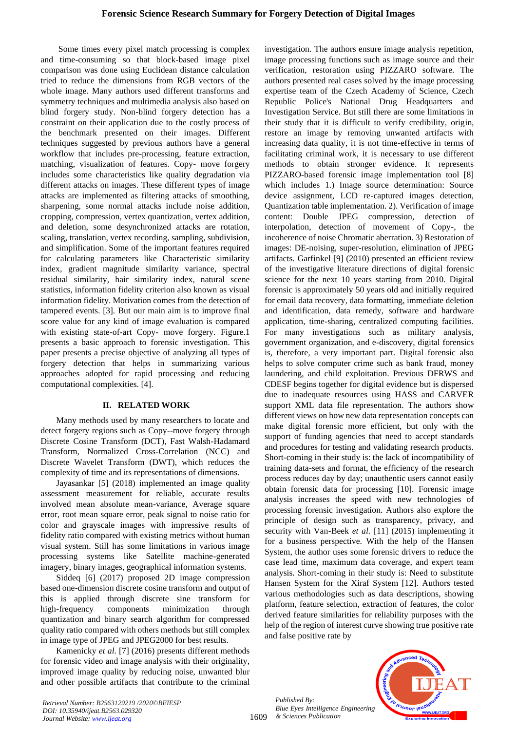Some times every pixel match processing is complex and time-consuming so that block-based image pixel comparison was done using Euclidean distance calculation tried to reduce the dimensions from RGB vectors of the whole image. Many authors used different transforms and symmetry techniques and multimedia analysis also based on blind forgery study. Non-blind forgery detection has a constraint on their application due to the costly process of the benchmark presented on their images. Different techniques suggested by previous authors have a general workflow that includes pre-processing, feature extraction, matching, visualization of features. Copy- move forgery includes some characteristics like quality degradation via different attacks on images. These different types of image attacks are implemented as filtering attacks of smoothing, sharpening, some normal attacks include noise addition, cropping, compression, vertex quantization, vertex addition, and deletion, some desynchronized attacks are rotation, scaling, translation, vertex recording, sampling, subdivision, and simplification. Some of the important features required for calculating parameters like Characteristic similarity index, gradient magnitude similarity variance, spectral residual similarity, hair similarity index, natural scene statistics, information fidelity criterion also known as visual information fidelity. Motivation comes from the detection of tampered events. [3]. But our main aim is to improve final score value for any kind of image evaluation is compared with existing state-of-art Copy- move forgery. Figure.1 presents a basic approach to forensic investigation. This paper presents a precise objective of analyzing all types of forgery detection that helps in summarizing various approaches adopted for rapid processing and reducing computational complexities. [4].

## II. RELATED WORK

Many methods used by many researchers to locate and detect forgery regions such as Copy--move forgery through Discrete Cosine Transform (DCT), Fast Walsh-Hadamard Transform, Normalized Cross-Correlation (NCC) and Discrete Wavelet Transform (DWT), which reduces the complexity of time and its representations of dimensions.

Jayasankar [5] (2018) implemented an image quality assessment measurement for reliable, accurate results involved mean absolute mean-variance, Average square error, root mean square error, peak signal to noise ratio for color and grayscale images with impressive results of fidelity ratio compared with existing metrics without human visual system. Still has some limitations in various image processing systems like Satellite machine-generated imagery, binary images, geographical information systems.

Siddeq [6] (2017) proposed 2D image compression based one-dimension discrete cosine transform and output of this is applied through discrete sine transform for high-frequency components minimization through quantization and binary search algorithm for compressed quality ratio compared with others methods but still complex in image type of JPEG and JPEG2000 for best results.

Kamenicky *et al.* [7] (2016) presents different methods for forensic video and image analysis with their originality, improved image quality by reducing noise, unwanted blur and other possible artifacts that contribute to the criminal investigation. The authors ensure image analysis repetition, image processing functions such as image source and their verification, restoration using PIZZARO software. The authors presented real cases solved by the image processing expertise team of the Czech Academy of Science, Czech Republic Police's National Drug Headquarters and Investigation Service. But still there are some limitations in their study that it is difficult to verify credibility, origin, restore an image by removing unwanted artifacts with increasing data quality, it is not time-effective in terms of facilitating criminal work, it is necessary to use different methods to obtain stronger evidence. It represents PIZZARO-based forensic image implementation tool [8] which includes 1.) Image source determination: Source device assignment, LCD re-captured images detection, Quantization table implementation. 2). Verification of image content: Double JPEG compression, detection of interpolation, detection of movement of Copy-, the incoherence of noise Chromatic aberration. 3) Restoration of images: DE-noising, super-resolution, elimination of JPEG artifacts. Garfinkel [9] (2010) presented an efficient review of the investigative literature directions of digital forensic science for the next 10 years starting from 2010. Digital forensic is approximately 50 years old and initially required for email data recovery, data formatting, immediate deletion and identification, data remedy, software and hardware application, time-sharing, centralized computing facilities. For many investigations such as military analysis, government organization, and e-discovery, digital forensics is, therefore, a very important part. Digital forensic also helps to solve computer crime such as bank fraud, money laundering, and child exploitation. Previous DFRWS and CDESF begins together for digital evidence but is dispersed due to inadequate resources using HASS and CARVER support XML data file representation. The authors show different views on how new data representation concepts can make digital forensic more efficient, but only with the support of funding agencies that need to accept standards and procedures for testing and validating research products. Short-coming in their study is: the lack of incompatibility of training data-sets and format, the efficiency of the research process reduces day by day; unauthentic users cannot easily obtain forensic data for processing [10]. Forensic image analysis increases the speed with new technologies of processing forensic investigation. Authors also explore the principle of design such as transparency, privacy, and security with Van-Beek *et al.* [11] (2015) implementing it for a business perspective. With the help of the Hansen System, the author uses some forensic drivers to reduce the case lead time, maximum data coverage, and expert team analysis. Short-coming in their study is: Need to substitute Hansen System for the Xiraf System [12]. Authors tested various methodologies such as data descriptions, showing platform, feature selection, extraction of features, the color derived feature similarities for reliability purposes with the help of the region of interest curve showing true positive rate and false positive rate by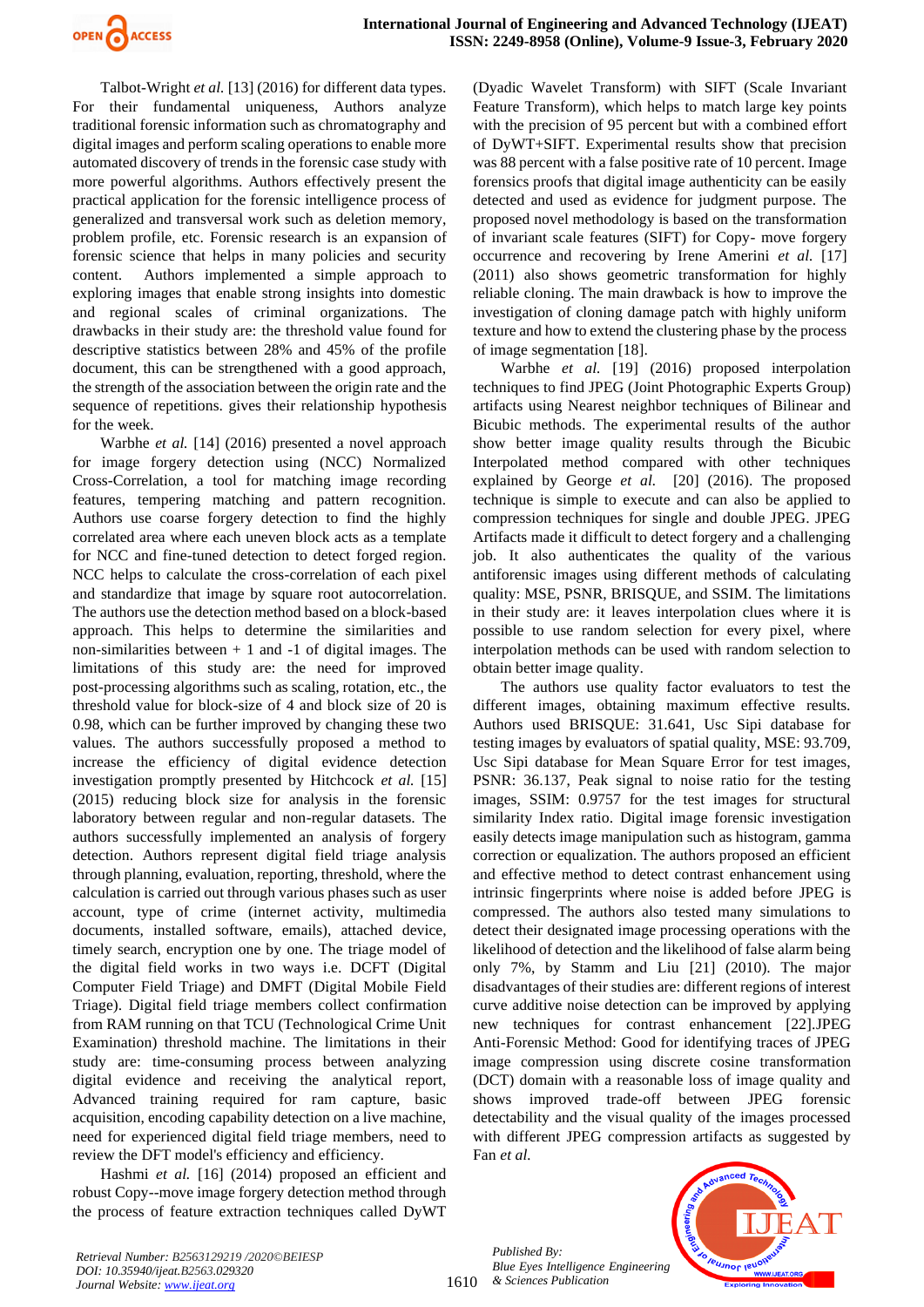Talbot-Wright *et al.* [13] (2016) for different data types. For their fundamental uniqueness, Authors analyze traditional forensic information such as chromatography and digital images and perform scaling operations to enable more automated discovery of trends in the forensic case study with more powerful algorithms. Authors effectively present the practical application for the forensic intelligence process of generalized and transversal work such as deletion memory, problem profile, etc. Forensic research is an expansion of forensic science that helps in many policies and security content. Authors implemented a simple approach to exploring images that enable strong insights into domestic and regional scales of criminal organizations. The drawbacks in their study are: the threshold value found for descriptive statistics between 28% and 45% of the profile document, this can be strengthened with a good approach, the strength of the association between the origin rate and the sequence of repetitions. gives their relationship hypothesis for the week.

Warbhe *et al.* [14] (2016) presented a novel approach for image forgery detection using (NCC) Normalized Cross-Correlation, a tool for matching image recording features, tempering matching and pattern recognition. Authors use coarse forgery detection to find the highly correlated area where each uneven block acts as a template for NCC and fine-tuned detection to detect forged region. NCC helps to calculate the cross-correlation of each pixel and standardize that image by square root autocorrelation. The authors use the detection method based on a block-based approach. This helps to determine the similarities and non-similarities between + 1 and -1 of digital images. The limitations of this study are: the need for improved post-processing algorithms such as scaling, rotation, etc., the threshold value for block-size of 4 and block size of 20 is 0.98, which can be further improved by changing these two values. The authors successfully proposed a method to increase the efficiency of digital evidence detection investigation promptly presented by Hitchcock *et al.* [15] (2015) reducing block size for analysis in the forensic laboratory between regular and non-regular datasets. The authors successfully implemented an analysis of forgery detection. Authors represent digital field triage analysis through planning, evaluation, reporting, threshold, where the calculation is carried out through various phases such as user account, type of crime (internet activity, multimedia documents, installed software, emails), attached device, timely search, encryption one by one. The triage model of the digital field works in two ways i.e. DCFT (Digital Computer Field Triage) and DMFT (Digital Mobile Field Triage). Digital field triage members collect confirmation from RAM running on that TCU (Technological Crime Unit Examination) threshold machine. The limitations in their study are: time-consuming process between analyzing digital evidence and receiving the analytical report, Advanced training required for ram capture, basic acquisition, encoding capability detection on a live machine, need for experienced digital field triage members, need to review the DFT model's efficiency and efficiency.

Hashmi *et al.* [16] (2014) proposed an efficient and robust Copy--move image forgery detection method through the process of feature extraction techniques called DyWT (Dyadic Wavelet Transform) with SIFT (Scale Invariant Feature Transform), which helps to match large key points with the precision of 95 percent but with a combined effort of DyWT+SIFT. Experimental results show that precision was 88 percent with a false positive rate of 10 percent. Image forensics proofs that digital image authenticity can be easily detected and used as evidence for judgment purpose. The proposed novel methodology is based on the transformation of invariant scale features (SIFT) for Copy- move forgery occurrence and recovering by Irene Amerini *et al.* [17] (2011) also shows geometric transformation for highly reliable cloning. The main drawback is how to improve the investigation of cloning damage patch with highly uniform texture and how to extend the clustering phase by the process of image segmentation [18].

Warbhe *et al.* [19] (2016) proposed interpolation techniques to find JPEG (Joint Photographic Experts Group) artifacts using Nearest neighbor techniques of Bilinear and Bicubic methods. The experimental results of the author show better image quality results through the Bicubic Interpolated method compared with other techniques explained by George *et al.* [20] (2016). The proposed technique is simple to execute and can also be applied to compression techniques for single and double JPEG. JPEG Artifacts made it difficult to detect forgery and a challenging job. It also authenticates the quality of the various antiforensic images using different methods of calculating quality: MSE, PSNR, BRISQUE, and SSIM. The limitations in their study are: it leaves interpolation clues where it is possible to use random selection for every pixel, where interpolation methods can be used with random selection to obtain better image quality.

The authors use quality factor evaluators to test the different images, obtaining maximum effective results. Authors used BRISQUE: 31.641, Usc Sipi database for testing images by evaluators of spatial quality, MSE: 93.709, Usc Sipi database for Mean Square Error for test images, PSNR: 36.137, Peak signal to noise ratio for the testing images, SSIM: 0.9757 for the test images for structural similarity Index ratio. Digital image forensic investigation easily detects image manipulation such as histogram, gamma correction or equalization. The authors proposed an efficient and effective method to detect contrast enhancement using intrinsic fingerprints where noise is added before JPEG is compressed. The authors also tested many simulations to detect their designated image processing operations with the likelihood of detection and the likelihood of false alarm being only 7%, by Stamm and Liu [21] (2010). The major disadvantages of their studies are: different regions of interest curve additive noise detection can be improved by applying new techniques for contrast enhancement [22].JPEG Anti-Forensic Method: Good for identifying traces of JPEG image compression using discrete cosine transformation (DCT) domain with a reasonable loss of image quality and shows improved trade-off between JPEG forensic detectability and the visual quality of the images processed with different JPEG compression artifacts as suggested by Fan *et al.*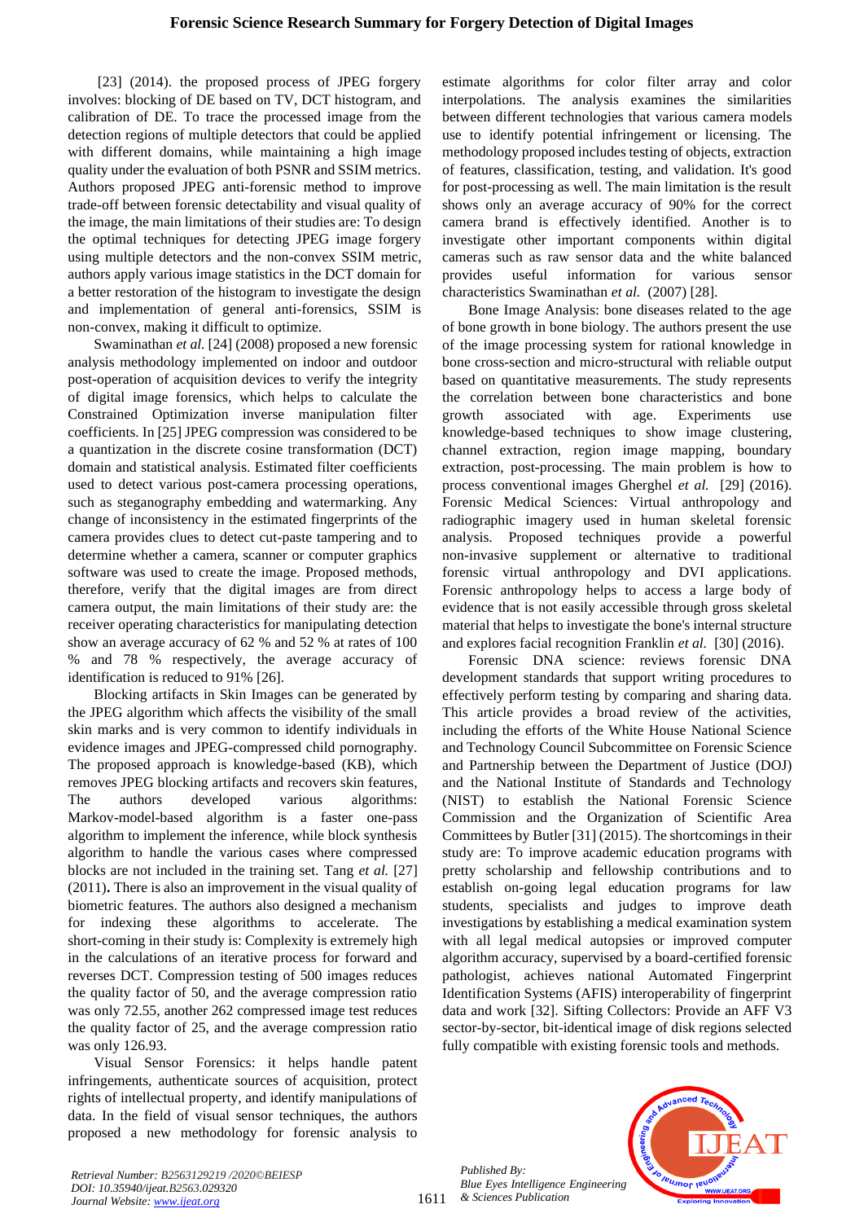[23] (2014). the proposed process of JPEG forgery involves: blocking of DE based on TV, DCT histogram, and calibration of DE. To trace the processed image from the detection regions of multiple detectors that could be applied with different domains, while maintaining a high image quality under the evaluation of both PSNR and SSIM metrics. Authors proposed JPEG anti-forensic method to improve trade-off between forensic detectability and visual quality of the image, the main limitations of their studies are: To design the optimal techniques for detecting JPEG image forgery using multiple detectors and the non-convex SSIM metric, authors apply various image statistics in the DCT domain for a better restoration of the histogram to investigate the design and implementation of general anti-forensics, SSIM is non-convex, making it difficult to optimize.

Swaminathan *et al.* [24] (2008) proposed a new forensic analysis methodology implemented on indoor and outdoor post-operation of acquisition devices to verify the integrity of digital image forensics, which helps to calculate the Constrained Optimization inverse manipulation filter coefficients. In [25] JPEG compression was considered to be a quantization in the discrete cosine transformation (DCT) domain and statistical analysis. Estimated filter coefficients used to detect various post-camera processing operations, such as steganography embedding and watermarking. Any change of inconsistency in the estimated fingerprints of the camera provides clues to detect cut-paste tampering and to determine whether a camera, scanner or computer graphics software was used to create the image. Proposed methods, therefore, verify that the digital images are from direct camera output, the main limitations of their study are: the receiver operating characteristics for manipulating detection show an average accuracy of 62 % and 52 % at rates of 100 % and 78 % respectively, the average accuracy of identification is reduced to 91% [26].

Blocking artifacts in Skin Images can be generated by the JPEG algorithm which affects the visibility of the small skin marks and is very common to identify individuals in evidence images and JPEG-compressed child pornography. The proposed approach is knowledge-based (KB), which removes JPEG blocking artifacts and recovers skin features, The authors developed various algorithms: Markov-model-based algorithm is a faster one-pass algorithm to implement the inference, while block synthesis algorithm to handle the various cases where compressed blocks are not included in the training set. Tang *et al.* [27] (2011)**.** There is also an improvement in the visual quality of biometric features. The authors also designed a mechanism for indexing these algorithms to accelerate. The short-coming in their study is: Complexity is extremely high in the calculations of an iterative process for forward and reverses DCT. Compression testing of 500 images reduces the quality factor of 50, and the average compression ratio was only 72.55, another 262 compressed image test reduces the quality factor of 25, and the average compression ratio was only 126.93.

Visual Sensor Forensics: it helps handle patent infringements, authenticate sources of acquisition, protect rights of intellectual property, and identify manipulations of data. In the field of visual sensor techniques, the authors proposed a new methodology for forensic analysis to estimate algorithms for color filter array and color interpolations. The analysis examines the similarities between different technologies that various camera models use to identify potential infringement or licensing. The methodology proposed includes testing of objects, extraction of features, classification, testing, and validation. It's good for post-processing as well. The main limitation is the result shows only an average accuracy of 90% for the correct camera brand is effectively identified. Another is to investigate other important components within digital cameras such as raw sensor data and the white balanced provides useful information for various sensor characteristics Swaminathan *et al.* (2007) [28].

Bone Image Analysis: bone diseases related to the age of bone growth in bone biology. The authors present the use of the image processing system for rational knowledge in bone cross-section and micro-structural with reliable output based on quantitative measurements. The study represents the correlation between bone characteristics and bone growth associated with age. Experiments use knowledge-based techniques to show image clustering, channel extraction, region image mapping, boundary extraction, post-processing. The main problem is how to process conventional images Gherghel *et al.* [29] (2016). Forensic Medical Sciences: Virtual anthropology and radiographic imagery used in human skeletal forensic analysis. Proposed techniques provide a powerful non-invasive supplement or alternative to traditional forensic virtual anthropology and DVI applications. Forensic anthropology helps to access a large body of evidence that is not easily accessible through gross skeletal material that helps to investigate the bone's internal structure and explores facial recognition Franklin *et al.* [30] (2016).

Forensic DNA science: reviews forensic DNA development standards that support writing procedures to effectively perform testing by comparing and sharing data. This article provides a broad review of the activities, including the efforts of the White House National Science and Technology Council Subcommittee on Forensic Science and Partnership between the Department of Justice (DOJ) and the National Institute of Standards and Technology (NIST) to establish the National Forensic Science Commission and the Organization of Scientific Area Committees by Butler [31] (2015). The shortcomings in their study are: To improve academic education programs with pretty scholarship and fellowship contributions and to establish on-going legal education programs for law students, specialists and judges to improve death investigations by establishing a medical examination system with all legal medical autopsies or improved computer algorithm accuracy, supervised by a board-certified forensic pathologist, achieves national Automated Fingerprint Identification Systems (AFIS) interoperability of fingerprint data and work [32]. Sifting Collectors: Provide an AFF V3 sector-by-sector, bit-identical image of disk regions selected fully compatible with existing forensic tools and methods.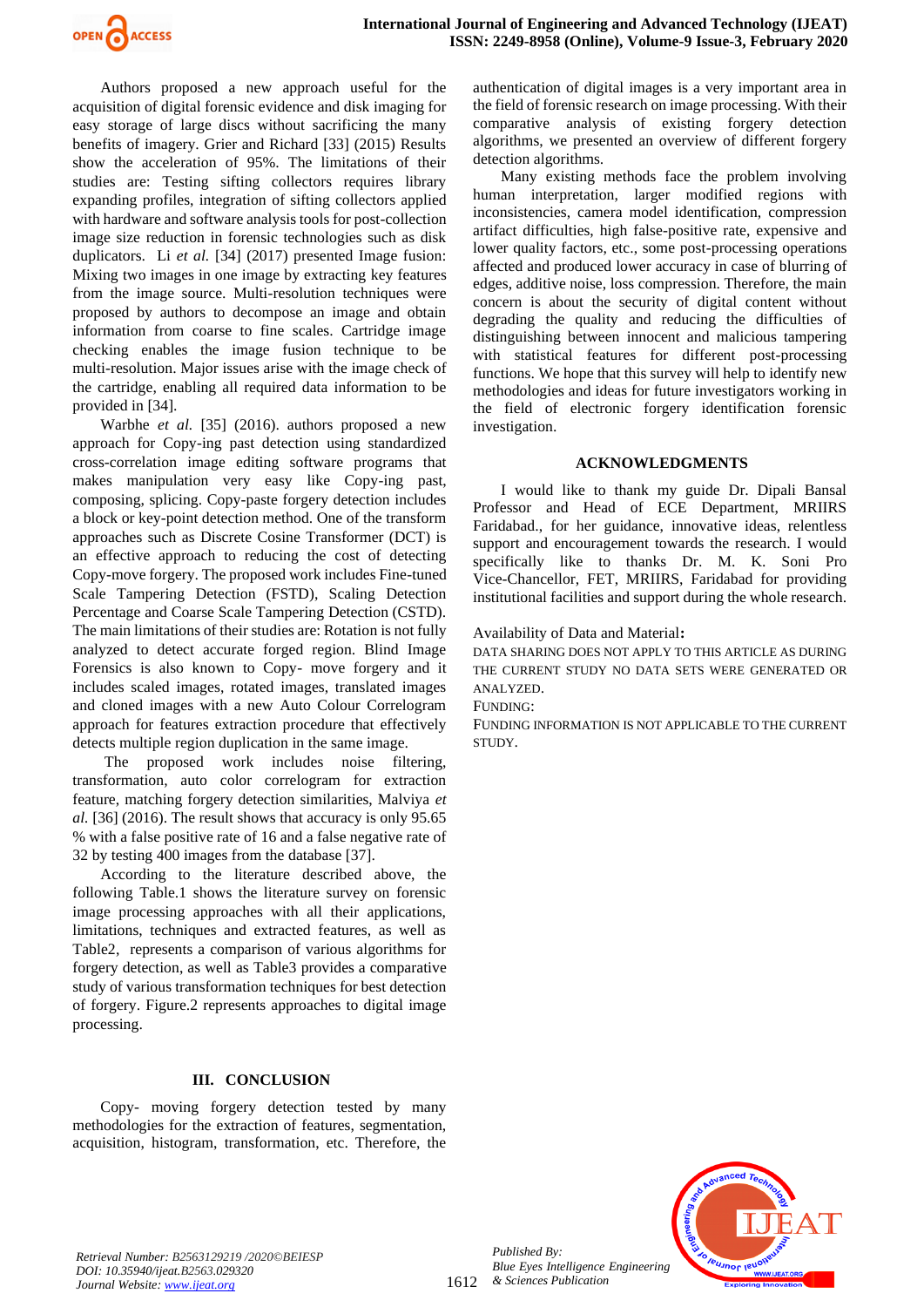Authors proposed a new approach useful for the acquisition of digital forensic evidence and disk imaging for easy storage of large discs without sacrificing the many benefits of imagery. Grier and Richard [33] (2015) Results show the acceleration of 95%. The limitations of their studies are: Testing sifting collectors requires library expanding profiles, integration of sifting collectors applied with hardware and software analysis tools for post-collection image size reduction in forensic technologies such as disk duplicators. Li *et al.* [34] (2017) presented Image fusion: Mixing two images in one image by extracting key features from the image source. Multi-resolution techniques were proposed by authors to decompose an image and obtain information from coarse to fine scales. Cartridge image checking enables the image fusion technique to be multi-resolution. Major issues arise with the image check of the cartridge, enabling all required data information to be provided in [34].

Warbhe *et al.* [35] (2016). authors proposed a new approach for Copy-ing past detection using standardized cross-correlation image editing software programs that makes manipulation very easy like Copy-ing past, composing, splicing. Copy-paste forgery detection includes a block or key-point detection method. One of the transform approaches such as Discrete Cosine Transformer (DCT) is an effective approach to reducing the cost of detecting Copy-move forgery. The proposed work includes Fine-tuned Scale Tampering Detection (FSTD), Scaling Detection Percentage and Coarse Scale Tampering Detection (CSTD). The main limitations of their studies are: Rotation is not fully analyzed to detect accurate forged region. Blind Image Forensics is also known to Copy- move forgery and it includes scaled images, rotated images, translated images and cloned images with a new Auto Colour Correlogram approach for features extraction procedure that effectively detects multiple region duplication in the same image.

The proposed work includes noise filtering, transformation, auto color correlogram for extraction feature, matching forgery detection similarities, Malviya *et al.* [36] (2016). The result shows that accuracy is only 95.65 % with a false positive rate of 16 and a false negative rate of 32 by testing 400 images from the database [37].

According to the literature described above, the following Table.1 shows the literature survey on forensic image processing approaches with all their applications, limitations, techniques and extracted features, as well as Table2, represents a comparison of various algorithms for forgery detection, as well as Table3 provides a comparative study of various transformation techniques for best detection of forgery. Figure.2 represents approaches to digital image processing.

## III. CONCLUSION

Copy- moving forgery detection tested by many methodologies for the extraction of features, segmentation, acquisition, histogram, transformation, etc. Therefore, the authentication of digital images is a very important area in the field of forensic research on image processing. With their comparative analysis of existing forgery detection algorithms, we presented an overview of different forgery detection algorithms.

Many existing methods face the problem involving human interpretation, larger modified regions with inconsistencies, camera model identification, compression artifact difficulties, high false-positive rate, expensive and lower quality factors, etc., some post-processing operations affected and produced lower accuracy in case of blurring of edges, additive noise, loss compression. Therefore, the main concern is about the security of digital content without degrading the quality and reducing the difficulties of distinguishing between innocent and malicious tampering with statistical features for different post-processing functions. We hope that this survey will help to identify new methodologies and ideas for future investigators working in the field of electronic forgery identification forensic investigation.

## ACKNOWLEDGMENTS

I would like to thank my guide Dr. Dipali Bansal Professor and Head of ECE Department, MRIIRS Faridabad., for her guidance, innovative ideas, relentless support and encouragement towards the research. I would specifically like to thanks Dr. M. K. Soni Pro Vice-Chancellor, FET, MRIIRS, Faridabad for providing institutional facilities and support during the whole research.

Availability of Data and Material**:**

DATA SHARING DOES NOT APPLY TO THIS ARTICLE AS DURING THE CURRENT STUDY NO DATA SETS WERE GENERATED OR ANALYZED.

FUNDING:

FUNDING INFORMATION IS NOT APPLICABLE TO THE CURRENT STUDY.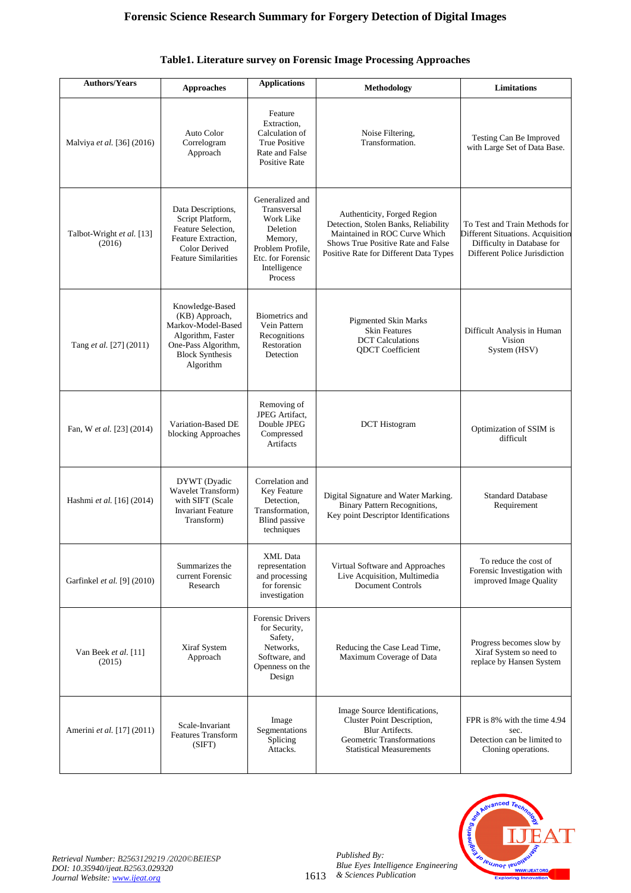**Table1. Literature survey on Forensic Image Processing Approaches**

| Authors/Years | Approaches | Applications | Methodology | Limitations |
|---|---|---|---|---|
| Malviya *et al.* [36] (2016) | Auto Color Correlogram Approach | Feature Extraction, Calculation of True Positive Rate and False Positive Rate | Noise Filtering, Transformation. | Testing Can Be Improved with Large Set of Data Base. |
| Talbot-Wright *et al.* [13] (2016) | Data Descriptions, Script Platform, Feature Selection, Feature Extraction, Color Derived Feature Similarities | Generalized and Transversal Work Like Deletion Memory, Problem Profile, Etc. for Forensic Intelligence Process | Authenticity, Forged Region Detection, Stolen Banks, Reliability Maintained in ROC Curve Which Shows True Positive Rate and False Positive Rate for Different Data Types | To Test and Train Methods for Different Situations. Acquisition Difficulty in Database for Different Police Jurisdiction |
| Tang *et al.* [27] (2011) | Knowledge-Based (KB) Approach, Markov-Model-Based Algorithm, Faster One-Pass Algorithm, Block Synthesis Algorithm | Biometrics and Vein Pattern Recognitions Restoration Detection | Pigmented Skin Marks Skin Features DCT Calculations QDCT Coefficient | Difficult Analysis in Human Vision System (HSV) |
| Fan, W *et al.* [23] (2014) | Variation-Based DE blocking Approaches | Removing of JPEG Artifact, Double JPEG Compressed Artifacts | DCT Histogram | Optimization of SSIM is difficult |
| Hashmi *et al.* [16] (2014) | DYWT (Dyadic Wavelet Transform) with SIFT (Scale Invariant Feature Transform) | Correlation and Key Feature Detection, Transformation, Blind passive techniques | Digital Signature and Water Marking. Binary Pattern Recognitions, Key point Descriptor Identifications | Standard Database Requirement |
| Garfinkel *et al.* [9] (2010) | Summarizes the current Forensic Research | XML Data representation and processing for forensic investigation | Virtual Software and Approaches Live Acquisition, Multimedia Document Controls | To reduce the cost of Forensic Investigation with improved Image Quality |
| Van Beek *et al.* [11] (2015) | Xiraf System Approach | Forensic Drivers for Security, Safety, Networks, Software, and Openness on the Design | Reducing the Case Lead Time, Maximum Coverage of Data | Progress becomes slow by Xiraf System so need to replace by Hansen System |
| Amerini *et al.* [17] (2011) | Scale-Invariant Features Transform (SIFT) | Image Segmentations Splicing Attacks. | Image Source Identifications, Cluster Point Description, Blur Artifects. Geometric Transformations Statistical Measurements | FPR is 8% with the time 4.94 sec. Detection can be limited to Cloning operations. |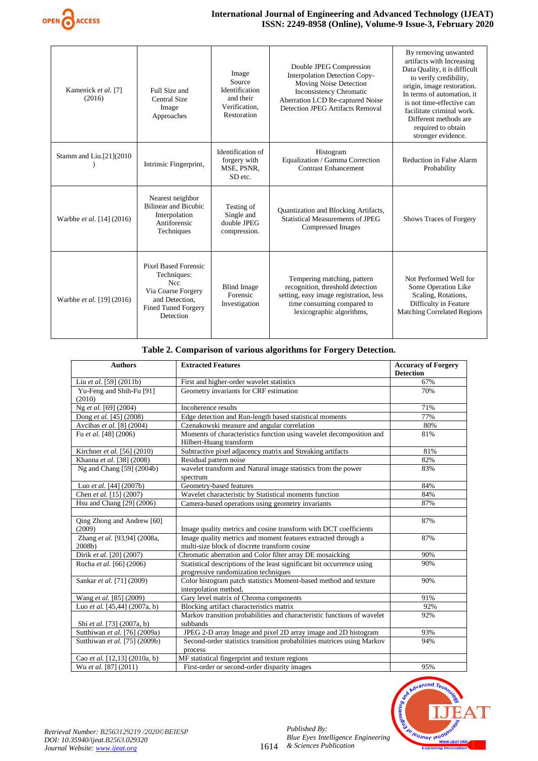| Kamenick *et al.* [7] (2016) | Full Size and Central Size Image Approaches | Image Source Identification and their Verification, Restoration | Double JPEG Compression Interpolation Detection Copy-Moving Noise Detection Inconsistency Chromatic Aberration LCD Re-captured Noise Detection JPEG Artifacts Removal | By removing unwanted artifacts with Increasing Data Quality, it is difficult to verify credibility, origin, image restoration. In terms of automation, it is not time-effective can facilitate criminal work. Different methods are required to obtain stronger evidence. |
|---|---|---|---|---|
| Stamm and Liu.[21](2010) | Intrinsic Fingerprint, | Identification of forgery with MSE, PSNR, SD etc. | Histogram Equalization / Gamma Correction Contrast Enhancement | Reduction in False Alarm Probability |
| Warbhe *et al.* [14] (2016) | Nearest neighbor Bilinear and Bicubic Interpolation Antiforensic Techniques | Testing of Single and double JPEG compression. | Quantization and Blocking Artifacts, Statistical Measurements of JPEG Compressed Images | Shows Traces of Forgery |
| Warbhe *et al.* [19] (2016) | Pixel Based Forensic Techniques: Ncc Via Coarse Forgery and Detection, Fined Tuned Forgery Detection | Blind Image Forensic Investigation | Tempering matching, pattern recognition, threshold detection setting, easy image registration, less time consuming compared to lexicographic algorithms, | Not Performed Well for Some Operation Like Scaling, Rotations, Difficulty in Feature Matching Correlated Regions |

**Table 2. Comparison of various algorithms for Forgery Detection.**

| Authors | Extracted Features | Accuracy of Forgery Detection |
|---|---|---|
| Liu *et al.* [59] (2011b) | First and higher-order wavelet statistics | 67% |
| Yu-Feng and Shih-Fu [91] (2010) | Geometry invariants for CRF estimation | 70% |
| Ng *et al.* [69] (2004) | Incoherence results | 71% |
| Dong *et al.* [45] (2008) | Edge detection and Run-length based statistical moments | 77% |
| Avcibas *et al.* [8] (2004) | Czenakowski measure and angular correlation | 80% |
| Fu *et al.* [48] (2006) | Moments of characteristics function using wavelet decomposition and Hilbert-Huang transform | 81% |
| Kirchner *et al.* [56] (2010) | Subtractive pixel adjacency matrix and Streaking artifacts | 81% |
| Khanna *et al.* [38] (2008) | Residual pattern noise | 82% |
| Ng and Chang [59] (2004b) | wavelet transform and Natural image statistics from the power spectrum | 83% |
| Luo *et al.* [44] (2007b) | Geometry-based features | 84% |
| Chen *et al.* [15] (2007) | Wavelet characteristic by Statistical moments function | 84% |
| Hsu and Chang [29] (2006) | Camera-based operations using geometry invariants | 87% |
| | | |
| Qing Zhong and Andrew [60] (2009) | Image quality metrics and cosine transform with DCT coefficients | 87% |
| Zhang *et al.* [93,94] (2008a, 2008b) | Image quality metrics and moment features extracted through a multi-size block of discrete transform cosine | 87% |
| Dirik *et al.* [20] (2007) | Chromatic aberration and Color filter array DE mosaicking | 90% |
| Rocha *et al.* [66] (2006) | Statistical descriptions of the least significant bit occurrence using progressive randomization techniques | 90% |
| Sankar *et al.* [71] (2009) | Color histogram patch statistics Moment-based method and texture interpolation method, | 90% |
| Wang *et al.* [85] (2009) | Gary level matrix of Chroma components | 91% |
| Luo *et al.* [45,44] (2007a, b) | Blocking artifact characteristics matrix | 92% |
| Shi *et al.* [73] (2007a, b) | Markov transition probabilities and characteristic functions of wavelet subbands | 92% |
| Sutthiwan *et al.* [76] (2009a) | JPEG 2-D array Image and pixel 2D array image and 2D histogram | 93% |
| Sutthiwan *et al.* [75] (2009b) | Second-order statistics transition probabilities matrices using Markov process | 94% |
| Cao *et al.* [12,13] (2010a, b) | MF statistical fingerprint and texture regions | |
| Wu *et al.* [87] (2011) | First-order or second-order disparity images | 95% |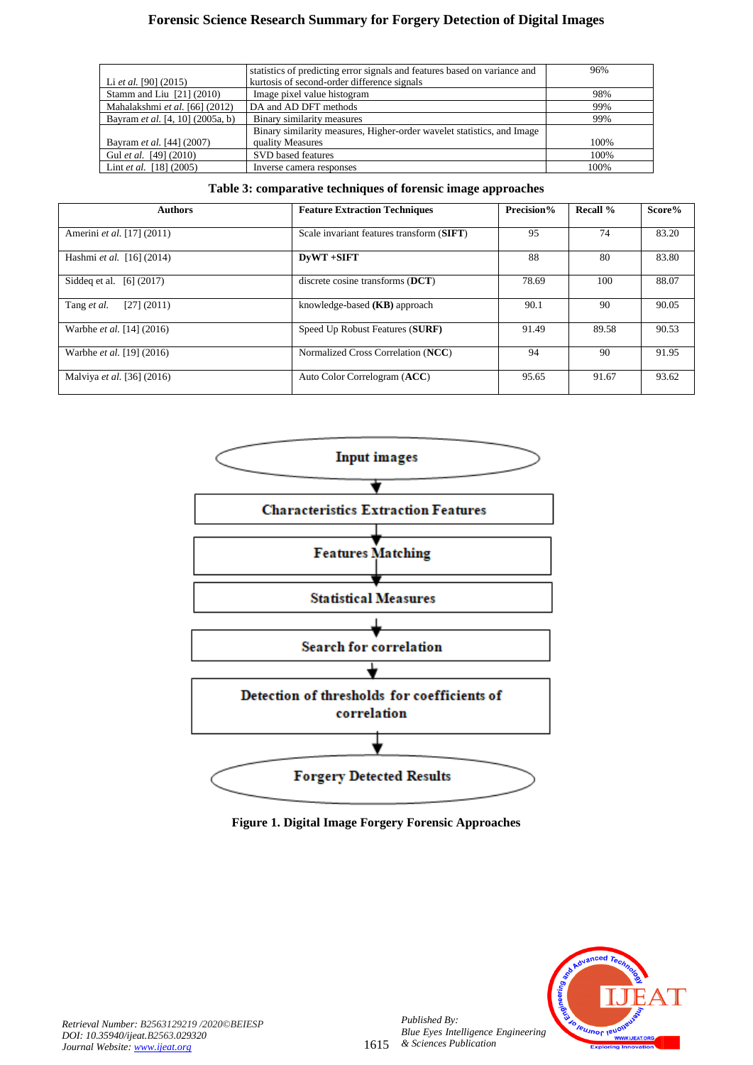| | | |
|---|---|---|
| Li *et al.* [90] (2015) | statistics of predicting error signals and features based on variance and kurtosis of second-order difference signals | 96% |
| Stamm and Liu [21] (2010) | Image pixel value histogram | 98% |
| Mahalakshmi *et al.* [66] (2012) | DA and AD DFT methods | 99% |
| Bayram *et al.* [4, 10] (2005a, b) | Binary similarity measures | 99% |
| Bayram *et al.* [44] (2007) | Binary similarity measures, Higher-order wavelet statistics, and Image quality Measures | 100% |
| Gul *et al.* [49] (2010) | SVD based features | 100% |
| Lint *et al.* [18] (2005) | Inverse camera responses | 100% |

**Table 3: comparative techniques of forensic image approaches**

| Authors | Feature Extraction Techniques | Precision% | Recall % | Score% |
|---|---|---|---|---|
| Amerini *et al.* [17] (2011) | Scale invariant features transform (**SIFT**) | 95 | 74 | 83.20 |
| Hashmi *et al.* [16] (2014) | **DyWT +SIFT** | 88 | 80 | 83.80 |
| Siddeq et al. [6] (2017) | discrete cosine transforms (**DCT**) | 78.69 | 100 | 88.07 |
| Tang *et al.* [27] (2011) | knowledge-based (**KB**) approach | 90.1 | 90 | 90.05 |
| Warbhe *et al.* [14] (2016) | Speed Up Robust Features (**SURF**) | 91.49 | 89.58 | 90.53 |
| Warbhe *et al.* [19] (2016) | Normalized Cross Correlation (**NCC**) | 94 | 90 | 91.95 |
| Malviya *et al.* [36] (2016) | Auto Color Correlogram (**ACC**) | 95.65 | 91.67 | 93.62 |

Input images → Characteristics Extraction Features → Features Matching → Statistical Measures → Search for correlation → Detection of thresholds for coefficients of correlation → Forgery Detected Results

**Figure 1. Digital Image Forgery Forensic Approaches**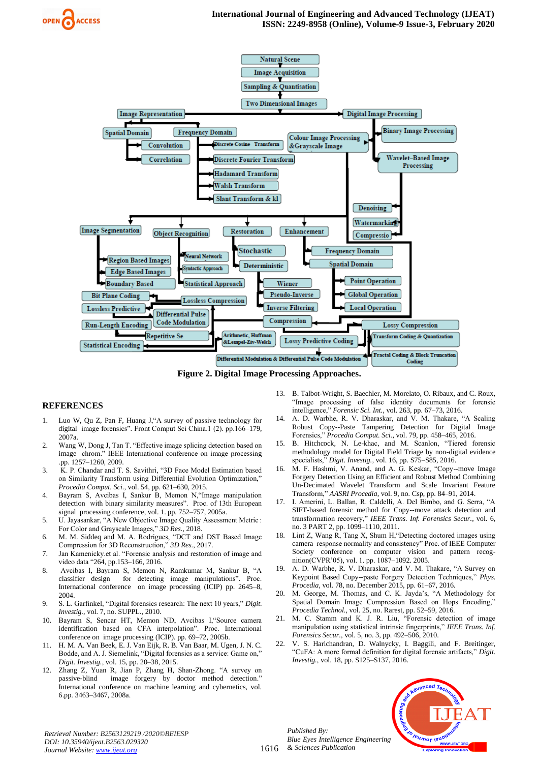Figure 2. Digital Image Processing Approaches.

## REFERENCES

1. Luo W, Qu Z, Pan F, Huang J,"A survey of passive technology for digital image forensics". Front Comput Sci China.1 (2). pp.166–179, 2007a.
2. Wang W, Dong J, Tan T. "Effective image splicing detection based on image chrom." IEEE International conference on image processing .pp. 1257–1260, 2009.
3. K. P. Chandar and T. S. Savithri, "3D Face Model Estimation based on Similarity Transform using Differential Evolution Optimization," *Procedia Comput. Sci.*, vol. 54, pp. 621–630, 2015.
4. Bayram S, Avcibas I, Sankur B, Memon N,"Image manipulation detection with binary similarity measures". Proc. of 13th European signal processing conference, vol. 1. pp. 752–757, 2005a.
5. U. Jayasankar, "A New Objective Image Quality Assessment Metric : For Color and Grayscale Images," *3D Res.*, 2018.
6. M. M. Siddeq and M. A. Rodrigues, "DCT and DST Based Image Compression for 3D Reconstruction," *3D Res.*, 2017.
7. Jan Kamenicky.et al. "Forensic analysis and restoration of image and video data "264, pp.153–166, 2016.
8. Avcibas I, Bayram S, Memon N, Ramkumar M, Sankur B, "A classifier design for detecting image manipulations". Proc. International conference on image processing (ICIP) pp. 2645–8, 2004.
9. S. L. Garfinkel, "Digital forensics research: The next 10 years," *Digit. Investig.*, vol. 7, no. SUPPL., 2010.
10. Bayram S, Sencar HT, Memon ND, Avcibas I,"Source camera identification based on CFA interpolation". Proc. International conference on image processing (ICIP). pp. 69–72, 2005b.
11. H. M. A. Van Beek, E. J. Van Eijk, R. B. Van Baar, M. Ugen, J. N. C. Bodde, and A. J. Siemelink, "Digital forensics as a service: Game on," *Digit. Investig.*, vol. 15, pp. 20–38, 2015.
12. Zhang Z, Yuan R, Jian P, Zhang H, Shan-Zhong. "A survey on passive-blind image forgery by doctor method detection." International conference on machine learning and cybernetics, vol. 6.pp. 3463–3467, 2008a.
13. B. Talbot-Wright, S. Baechler, M. Morelato, O. Ribaux, and C. Roux, "Image processing of false identity documents for forensic intelligence," *Forensic Sci. Int.*, vol. 263, pp. 67–73, 2016.
14. A. D. Warbhe, R. V. Dharaskar, and V. M. Thakare, "A Scaling Robust Copy--Paste Tampering Detection for Digital Image Forensics," *Procedia Comput. Sci.*, vol. 79, pp. 458–465, 2016.
15. B. Hitchcock, N. Le-khac, and M. Scanlon, "Tiered forensic methodology model for Digital Field Triage by non-digital evidence specialists," *Digit. Investig.*, vol. 16, pp. S75–S85, 2016.
16. M. F. Hashmi, V. Anand, and A. G. Keskar, "Copy--move Image Forgery Detection Using an Efficient and Robust Method Combining Un-Decimated Wavelet Transform and Scale Invariant Feature Transform," *AASRI Procedia*, vol. 9, no. Csp, pp. 84–91, 2014.
17. I. Amerini, L. Ballan, R. Caldelli, A. Del Bimbo, and G. Serra, "A SIFT-based forensic method for Copy--move attack detection and transformation recovery," *IEEE Trans. Inf. Forensics Secur.*, vol. 6, no. 3 PART 2, pp. 1099–1110, 2011.
18. Lint Z, Wang R, Tang X, Shum H,"Detecting doctored images using camera response normality and consistency" Proc. of IEEE Computer Society conference on computer vision and pattern recognition(CVPR'05), vol. 1. pp. 1087–1092. 2005.
19. A. D. Warbhe, R. V. Dharaskar, and V. M. Thakare, "A Survey on Keypoint Based Copy--paste Forgery Detection Techniques," *Phys. Procedia*, vol. 78, no. December 2015, pp. 61–67, 2016.
20. M. George, M. Thomas, and C. K. Jayda's, "A Methodology for Spatial Domain Image Compression Based on Hops Encoding," *Procedia Technol.*, vol. 25, no. Rarest, pp. 52–59, 2016.
21. M. C. Stamm and K. J. R. Liu, "Forensic detection of image manipulation using statistical intrinsic fingerprints," *IEEE Trans. Inf. Forensics Secur.*, vol. 5, no. 3, pp. 492–506, 2010.
22. V. S. Harichandran, D. Walnycky, I. Baggili, and F. Breitinger, "CuFA: A more formal definition for digital forensic artifacts," *Digit. Investig.*, vol. 18, pp. S125–S137, 2016.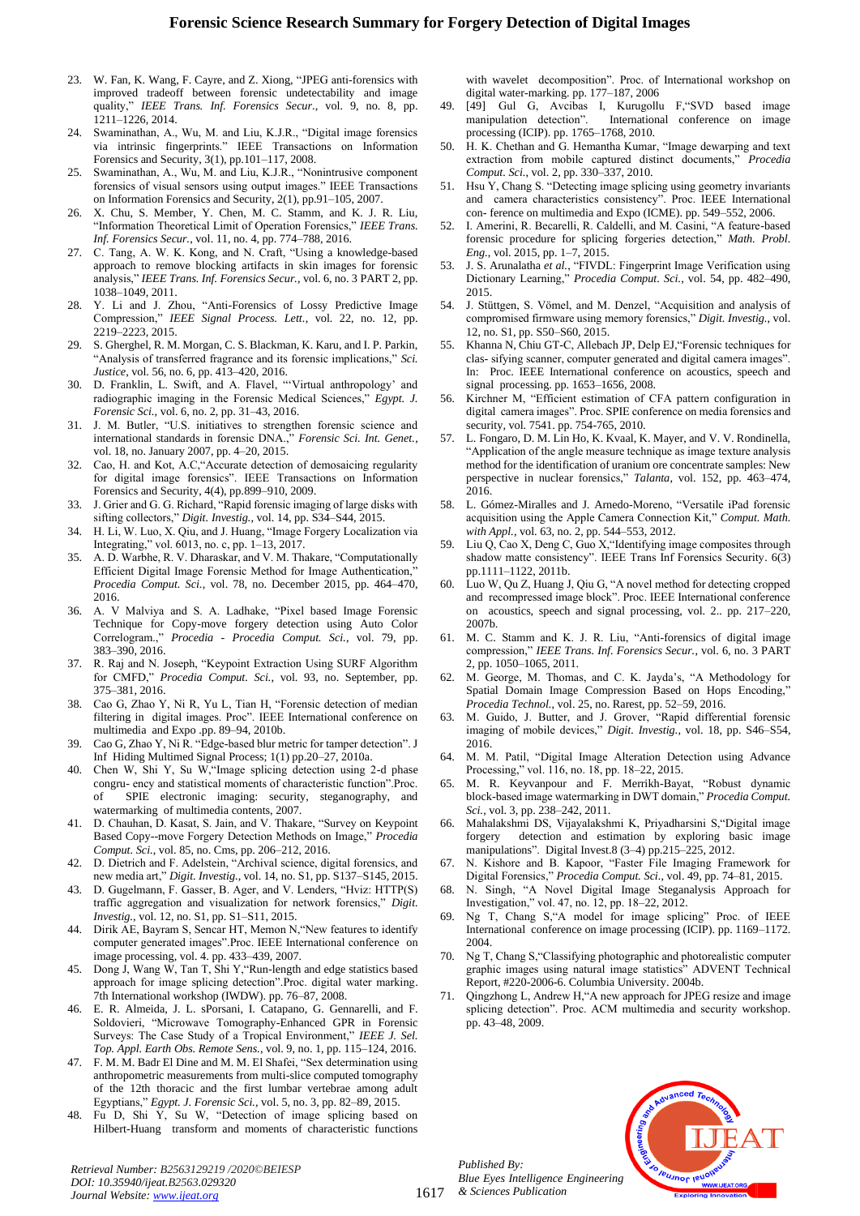23. W. Fan, K. Wang, F. Cayre, and Z. Xiong, "JPEG anti-forensics with improved tradeoff between forensic undetectability and image quality," *IEEE Trans. Inf. Forensics Secur.*, vol. 9, no. 8, pp. 1211–1226, 2014.
24. Swaminathan, A., Wu, M. and Liu, K.J.R., "Digital image forensics via intrinsic fingerprints." IEEE Transactions on Information Forensics and Security, 3(1), pp.101–117, 2008.
25. Swaminathan, A., Wu, M. and Liu, K.J.R., "Nonintrusive component forensics of visual sensors using output images." IEEE Transactions on Information Forensics and Security, 2(1), pp.91–105, 2007.
26. X. Chu, S. Member, Y. Chen, M. C. Stamm, and K. J. R. Liu, "Information Theoretical Limit of Operation Forensics," *IEEE Trans. Inf. Forensics Secur.*, vol. 11, no. 4, pp. 774–788, 2016.
27. C. Tang, A. W. K. Kong, and N. Craft, "Using a knowledge-based approach to remove blocking artifacts in skin images for forensic analysis," *IEEE Trans. Inf. Forensics Secur.*, vol. 6, no. 3 PART 2, pp. 1038–1049, 2011.
28. Y. Li and J. Zhou, "Anti-Forensics of Lossy Predictive Image Compression," *IEEE Signal Process. Lett.*, vol. 22, no. 12, pp. 2219–2223, 2015.
29. S. Gherghel, R. M. Morgan, C. S. Blackman, K. Karu, and I. P. Parkin, "Analysis of transferred fragrance and its forensic implications," *Sci. Justice*, vol. 56, no. 6, pp. 413–420, 2016.
30. D. Franklin, L. Swift, and A. Flavel, "'Virtual anthropology' and radiographic imaging in the Forensic Medical Sciences," *Egypt. J. Forensic Sci.*, vol. 6, no. 2, pp. 31–43, 2016.
31. J. M. Butler, "U.S. initiatives to strengthen forensic science and international standards in forensic DNA.," *Forensic Sci. Int. Genet.*, vol. 18, no. January 2007, pp. 4–20, 2015.
32. Cao, H. and Kot, A.C,"Accurate detection of demosaicing regularity for digital image forensics". IEEE Transactions on Information Forensics and Security, 4(4), pp.899–910, 2009.
33. J. Grier and G. G. Richard, "Rapid forensic imaging of large disks with sifting collectors," *Digit. Investig.*, vol. 14, pp. S34–S44, 2015.
34. H. Li, W. Luo, X. Qiu, and J. Huang, "Image Forgery Localization via Integrating," vol. 6013, no. c, pp. 1–13, 2017.
35. A. D. Warbhe, R. V. Dharaskar, and V. M. Thakare, "Computationally Efficient Digital Image Forensic Method for Image Authentication," *Procedia Comput. Sci.*, vol. 78, no. December 2015, pp. 464–470, 2016.
36. A. V Malviya and S. A. Ladhake, "Pixel based Image Forensic Technique for Copy-move forgery detection using Auto Color Correlogram.," *Procedia - Procedia Comput. Sci.*, vol. 79, pp. 383–390, 2016.
37. R. Raj and N. Joseph, "Keypoint Extraction Using SURF Algorithm for CMFD," *Procedia Comput. Sci.*, vol. 93, no. September, pp. 375–381, 2016.
38. Cao G, Zhao Y, Ni R, Yu L, Tian H, "Forensic detection of median filtering in digital images. Proc". IEEE International conference on multimedia and Expo .pp. 89–94, 2010b.
39. Cao G, Zhao Y, Ni R. "Edge-based blur metric for tamper detection". J Inf Hiding Multimed Signal Process; 1(1) pp.20–27, 2010a.
40. Chen W, Shi Y, Su W,"Image splicing detection using 2-d phase congru- ency and statistical moments of characteristic function".Proc. of SPIE electronic imaging: security, steganography, and watermarking of multimedia contents, 2007.
41. D. Chauhan, D. Kasat, S. Jain, and V. Thakare, "Survey on Keypoint Based Copy--move Forgery Detection Methods on Image," *Procedia Comput. Sci.*, vol. 85, no. Cms, pp. 206–212, 2016.
42. D. Dietrich and F. Adelstein, "Archival science, digital forensics, and new media art," *Digit. Investig.*, vol. 14, no. S1, pp. S137–S145, 2015.
43. D. Gugelmann, F. Gasser, B. Ager, and V. Lenders, "Hviz: HTTP(S) traffic aggregation and visualization for network forensics," *Digit. Investig.*, vol. 12, no. S1, pp. S1–S11, 2015.
44. Dirik AE, Bayram S, Sencar HT, Memon N,"New features to identify computer generated images".Proc. IEEE International conference on image processing, vol. 4. pp. 433–439, 2007.
45. Dong J, Wang W, Tan T, Shi Y,"Run-length and edge statistics based approach for image splicing detection".Proc. digital water marking. 7th International workshop (IWDW). pp. 76–87, 2008.
46. E. R. Almeida, J. L. sPorsani, I. Catapano, G. Gennarelli, and F. Soldovieri, "Microwave Tomography-Enhanced GPR in Forensic Surveys: The Case Study of a Tropical Environment," *IEEE J. Sel. Top. Appl. Earth Obs. Remote Sens.*, vol. 9, no. 1, pp. 115–124, 2016.
47. F. M. M. Badr El Dine and M. M. El Shafei, "Sex determination using anthropometric measurements from multi-slice computed tomography of the 12th thoracic and the first lumbar vertebrae among adult Egyptians," *Egypt. J. Forensic Sci.*, vol. 5, no. 3, pp. 82–89, 2015.
48. Fu D, Shi Y, Su W, "Detection of image splicing based on Hilbert-Huang transform and moments of characteristic functions with wavelet decomposition". Proc. of International workshop on digital water-marking. pp. 177–187, 2006
49. [49] Gul G, Avcibas I, Kurugollu F,"SVD based image manipulation detection". International conference on image processing (ICIP). pp. 1765–1768, 2010.
50. H. K. Chethan and G. Hemantha Kumar, "Image dewarping and text extraction from mobile captured distinct documents," *Procedia Comput. Sci.*, vol. 2, pp. 330–337, 2010.
51. Hsu Y, Chang S. "Detecting image splicing using geometry invariants and camera characteristics consistency". Proc. IEEE International con- ference on multimedia and Expo (ICME). pp. 549–552, 2006.
52. I. Amerini, R. Becarelli, R. Caldelli, and M. Casini, "A feature-based forensic procedure for splicing forgeries detection," *Math. Probl. Eng.*, vol. 2015, pp. 1–7, 2015.
53. J. S. Arunalatha *et al.*, "FIVDL: Fingerprint Image Verification using Dictionary Learning," *Procedia Comput. Sci.*, vol. 54, pp. 482–490, 2015.
54. J. Stüttgen, S. Vömel, and M. Denzel, "Acquisition and analysis of compromised firmware using memory forensics," *Digit. Investig.*, vol. 12, no. S1, pp. S50–S60, 2015.
55. Khanna N, Chiu GT-C, Allebach JP, Delp EJ,"Forensic techniques for clas- sifying scanner, computer generated and digital camera images". In: Proc. IEEE International conference on acoustics, speech and signal processing. pp. 1653–1656, 2008.
56. Kirchner M, "Efficient estimation of CFA pattern configuration in digital camera images". Proc. SPIE conference on media forensics and security, vol. 7541. pp. 754-765, 2010.
57. L. Fongaro, D. M. Lin Ho, K. Kvaal, K. Mayer, and V. V. Rondinella, "Application of the angle measure technique as image texture analysis method for the identification of uranium ore concentrate samples: New perspective in nuclear forensics," *Talanta*, vol. 152, pp. 463–474, 2016.
58. L. Gómez-Miralles and J. Arnedo-Moreno, "Versatile iPad forensic acquisition using the Apple Camera Connection Kit," *Comput. Math. with Appl.*, vol. 63, no. 2, pp. 544–553, 2012.
59. Liu Q, Cao X, Deng C, Guo X,"Identifying image composites through shadow matte consistency". IEEE Trans Inf Forensics Security. 6(3) pp.1111–1122, 2011b.
60. Luo W, Qu Z, Huang J, Qiu G, "A novel method for detecting cropped and recompressed image block". Proc. IEEE International conference on acoustics, speech and signal processing, vol. 2.. pp. 217–220, 2007b.
61. M. C. Stamm and K. J. R. Liu, "Anti-forensics of digital image compression," *IEEE Trans. Inf. Forensics Secur.*, vol. 6, no. 3 PART 2, pp. 1050–1065, 2011.
62. M. George, M. Thomas, and C. K. Jayda's, "A Methodology for Spatial Domain Image Compression Based on Hops Encoding," *Procedia Technol.*, vol. 25, no. Rarest, pp. 52–59, 2016.
63. M. Guido, J. Butter, and J. Grover, "Rapid differential forensic imaging of mobile devices," *Digit. Investig.*, vol. 18, pp. S46–S54, 2016.
64. M. M. Patil, "Digital Image Alteration Detection using Advance Processing," vol. 116, no. 18, pp. 18–22, 2015.
65. M. R. Keyvanpour and F. Merrikh-Bayat, "Robust dynamic block-based image watermarking in DWT domain," *Procedia Comput. Sci.*, vol. 3, pp. 238–242, 2011.
66. Mahalakshmi DS, Vijayalakshmi K, Priyadharsini S,"Digital image forgery detection and estimation by exploring basic image manipulations". Digital Invest.8 (3–4) pp.215–225, 2012.
67. N. Kishore and B. Kapoor, "Faster File Imaging Framework for Digital Forensics," *Procedia Comput. Sci.*, vol. 49, pp. 74–81, 2015.
68. N. Singh, "A Novel Digital Image Steganalysis Approach for Investigation," vol. 47, no. 12, pp. 18–22, 2012.
69. Ng T, Chang S,"A model for image splice" Proc. of IEEE International conference on image processing (ICIP). pp. 1169–1172. 2004.
70. Ng T, Chang S,"Classifying photographic and photorealistic computer graphic images using natural image statistics" ADVENT Technical Report, #220-2006-6. Columbia University. 2004b.
71. Qingzhong L, Andrew H,"A new approach for JPEG resize and image splicing detection". Proc. ACM multimedia and security workshop. pp. 43–48, 2009.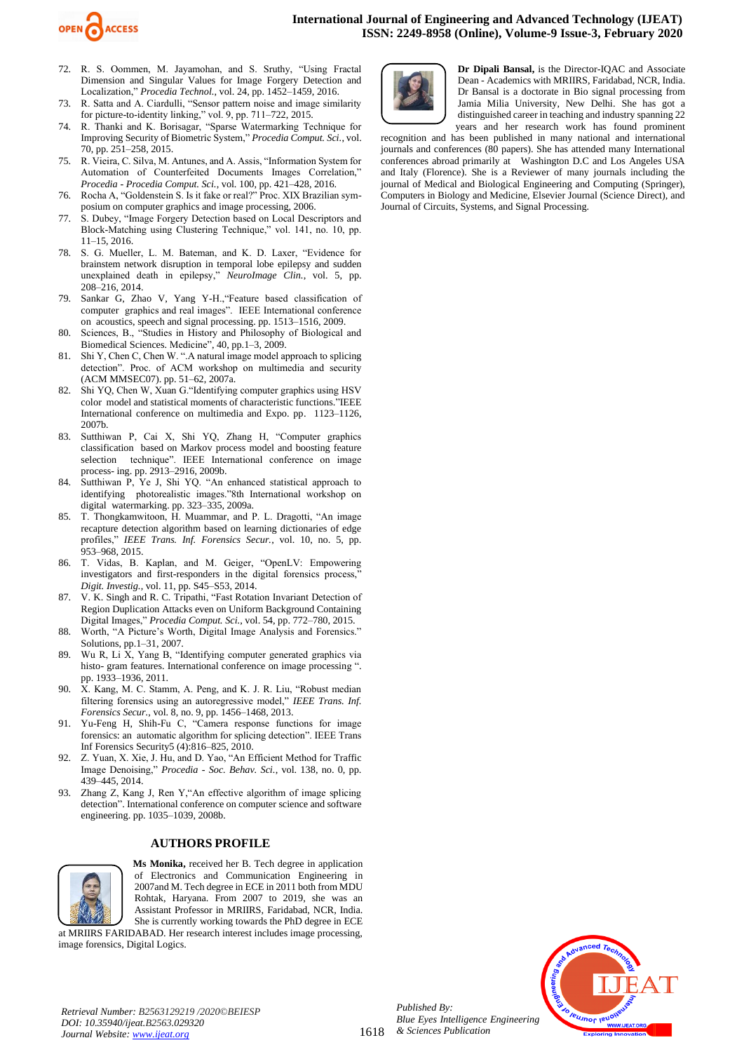72. R. S. Oommen, M. Jayamohan, and S. Sruthy, "Using Fractal Dimension and Singular Values for Image Forgery Detection and Localization," *Procedia Technol.*, vol. 24, pp. 1452–1459, 2016.
73. R. Satta and A. Ciardulli, "Sensor pattern noise and image similarity for picture-to-identity linking," vol. 9, pp. 711–722, 2015.
74. R. Thanki and K. Borisagar, "Sparse Watermarking Technique for Improving Security of Biometric System," *Procedia Comput. Sci.*, vol. 70, pp. 251–258, 2015.
75. R. Vieira, C. Silva, M. Antunes, and A. Assis, "Information System for Automation of Counterfeited Documents Images Correlation," *Procedia - Procedia Comput. Sci.*, vol. 100, pp. 421–428, 2016.
76. Rocha A, "Goldenstein S. Is it fake or real?" Proc. XIX Brazilian symposium on computer graphics and image processing, 2006.
77. S. Dubey, "Image Forgery Detection based on Local Descriptors and Block-Matching using Clustering Technique," vol. 141, no. 10, pp. 11–15, 2016.
78. S. G. Mueller, L. M. Bateman, and K. D. Laxer, "Evidence for brainstem network disruption in temporal lobe epilepsy and sudden unexplained death in epilepsy," *NeuroImage Clin.*, vol. 5, pp. 208–216, 2014.
79. Sankar G, Zhao V, Yang Y-H.,"Feature based classification of computer graphics and real images". IEEE International conference on acoustics, speech and signal processing. pp. 1513–1516, 2009.
80. Sciences, B., "Studies in History and Philosophy of Biological and Biomedical Sciences. Medicine", 40, pp.1–3, 2009.
81. Shi Y, Chen C, Chen W. ".A natural image model approach to splicing detection". Proc. of ACM workshop on multimedia and security (ACM MMSEC07). pp. 51–62, 2007a.
82. Shi YQ, Chen W, Xuan G."Identifying computer graphics using HSV color model and statistical moments of characteristic functions."IEEE International conference on multimedia and Expo. pp. 1123–1126, 2007b.
83. Sutthiwan P, Cai X, Shi YQ, Zhang H, "Computer graphics classification based on Markov process model and boosting feature selection technique". IEEE International conference on image process- ing. pp. 2913–2916, 2009b.
84. Sutthiwan P, Ye J, Shi YQ. "An enhanced statistical approach to identifying photorealistic images."8th International workshop on digital watermarking. pp. 323–335, 2009a.
85. T. Thongkamwitoon, H. Muammar, and P. L. Dragotti, "An image recapture detection algorithm based on learning dictionaries of edge profiles," *IEEE Trans. Inf. Forensics Secur.*, vol. 10, no. 5, pp. 953–968, 2015.
86. T. Vidas, B. Kaplan, and M. Geiger, "OpenLV: Empowering investigators and first-responders in the digital forensics process," *Digit. Investig.*, vol. 11, pp. S45–S53, 2014.
87. V. K. Singh and R. C. Tripathi, "Fast Rotation Invariant Detection of Region Duplication Attacks even on Uniform Background Containing Digital Images," *Procedia Comput. Sci.*, vol. 54, pp. 772–780, 2015.
88. Worth, "A Picture's Worth, Digital Image Analysis and Forensics." Solutions, pp.1–31, 2007.
89. Wu R, Li X, Yang B, "Identifying computer generated graphics via histo- gram features. International conference on image processing ". pp. 1933–1936, 2011.
90. X. Kang, M. C. Stamm, A. Peng, and K. J. R. Liu, "Robust median filtering forensics using an autoregressive model," *IEEE Trans. Inf. Forensics Secur.*, vol. 8, no. 9, pp. 1456–1468, 2013.
91. Yu-Feng H, Shih-Fu C, "Camera response functions for image forensics: an automatic algorithm for splicing detection". IEEE Trans Inf Forensics Security5 (4):816–825, 2010.
92. Z. Yuan, X. Xie, J. Hu, and D. Yao, "An Efficient Method for Traffic Image Denoising," *Procedia - Soc. Behav. Sci.*, vol. 138, no. 0, pp. 439–445, 2014.
93. Zhang Z, Kang J, Ren Y,"An effective algorithm of image splicing detection". International conference on computer science and software engineering. pp. 1035–1039, 2008b.

## AUTHORS PROFILE

**Ms Monika,** received her B. Tech degree in application of Electronics and Communication Engineering in 2007and M. Tech degree in ECE in 2011 both from MDU Rohtak, Haryana. From 2007 to 2019, she was an Assistant Professor in MRIIRS, Faridabad, NCR, India. She is currently working towards the PhD degree in ECE at MRIIRS FARIDABAD. Her research interest includes image processing, image forensics, Digital Logics.

**Dr Dipali Bansal,** is the Director-IQAC and Associate Dean - Academics with MRIIRS, Faridabad, NCR, India. Dr Bansal is a doctorate in Bio signal processing from Jamia Millia University, New Delhi. She has got a distinguished career in teaching and industry spanning 22 years and her research work has found prominent recognition and has been published in many national and international journals and conferences (80 papers). She has attended many International conferences abroad primarily at Washington D.C and Los Angeles USA and Italy (Florence). She is a Reviewer of many journals including the journal of Medical and Biological Engineering and Computing (Springer), Computers in Biology and Medicine, Elsevier Journal (Science Direct), and Journal of Circuits, Systems, and Signal Processing.